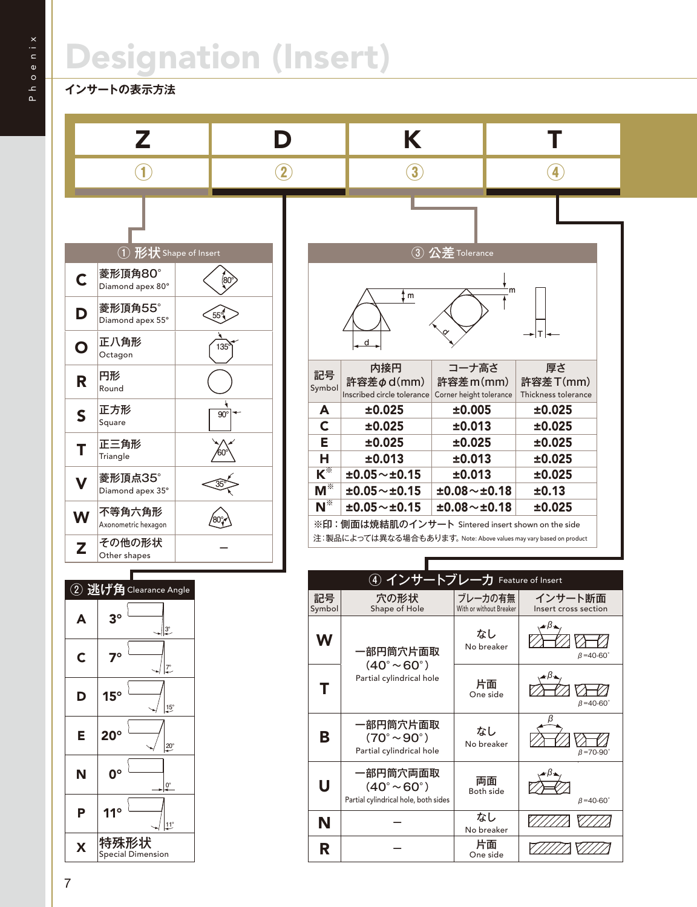# Designation (Insert)

インサートの表示方法

| Z | D | K | T |
|---|---|---|---|
| ① | ② | ③ | ④ |

## ① 形状 Shape of Insert

| Symbol | Shape | Figure |
|---|---|---|
| C | 菱形頂角80° Diamond apex 80° | 80° |
| D | 菱形頂角55° Diamond apex 55° | 55° |
| O | 正八角形 Octagon | 135° |
| R | 円形 Round | |
| S | 正方形 Square | 90° |
| T | 正三角形 Triangle | 60° |
| V | 菱形頂点35° Diamond apex 35° | 35° |
| W | 不等角六角形 Axonometric hexagon | 80° |
| Z | その他の形状 Other shapes | – |

## ② 逃げ角 Clearance Angle

| Symbol | Angle |
|---|---|
| A | 3° |
| C | 7° |
| D | 15° |
| E | 20° |
| N | 0° |
| P | 11° |
| X | 特殊形状 Special Dimension |

## ③ 公差 Tolerance

| 記号 Symbol | 内接円 許容差φd(mm) Inscribed circle tolerance | コーナ高さ 許容差m(mm) Corner height tolerance | 厚さ 許容差T(mm) Thickness tolerance |
|---|---|---|---|
| A | ±0.025 | ±0.005 | ±0.025 |
| C | ±0.025 | ±0.013 | ±0.025 |
| E | ±0.025 | ±0.025 | ±0.025 |
| H | ±0.013 | ±0.013 | ±0.025 |
| K※ | ±0.05～±0.15 | ±0.013 | ±0.025 |
| M※ | ±0.05～±0.15 | ±0.08～±0.18 | ±0.13 |
| N※ | ±0.05～±0.15 | ±0.08～±0.18 | ±0.025 |

※印：側面は焼結肌のインサート Sintered insert shown on the side

注：製品によっては異なる場合もあります。Note: Above values may vary based on product

## ④ インサートブレーカ Feature of Insert

| 記号 Symbol | 穴の形状 Shape of Hole | ブレーカの有無 With or without Breaker | インサート断面 Insert cross section |
|---|---|---|---|
| W | 一部円筒穴片面取 (40°～60°) Partial cylindrical hole | なし No breaker | β=40-60° |
| T | 一部円筒穴片面取 (40°～60°) Partial cylindrical hole | 片面 One side | β=40-60° |
| B | 一部円筒穴片面取 (70°～90°) Partial cylindrical hole | なし No breaker | β=70-90° |
| U | 一部円筒穴両面取 (40°～60°) Partial cylindrical hole, both sides | 両面 Both side | β=40-60° |
| N | – | なし No breaker | |
| R | – | 片面 One side | |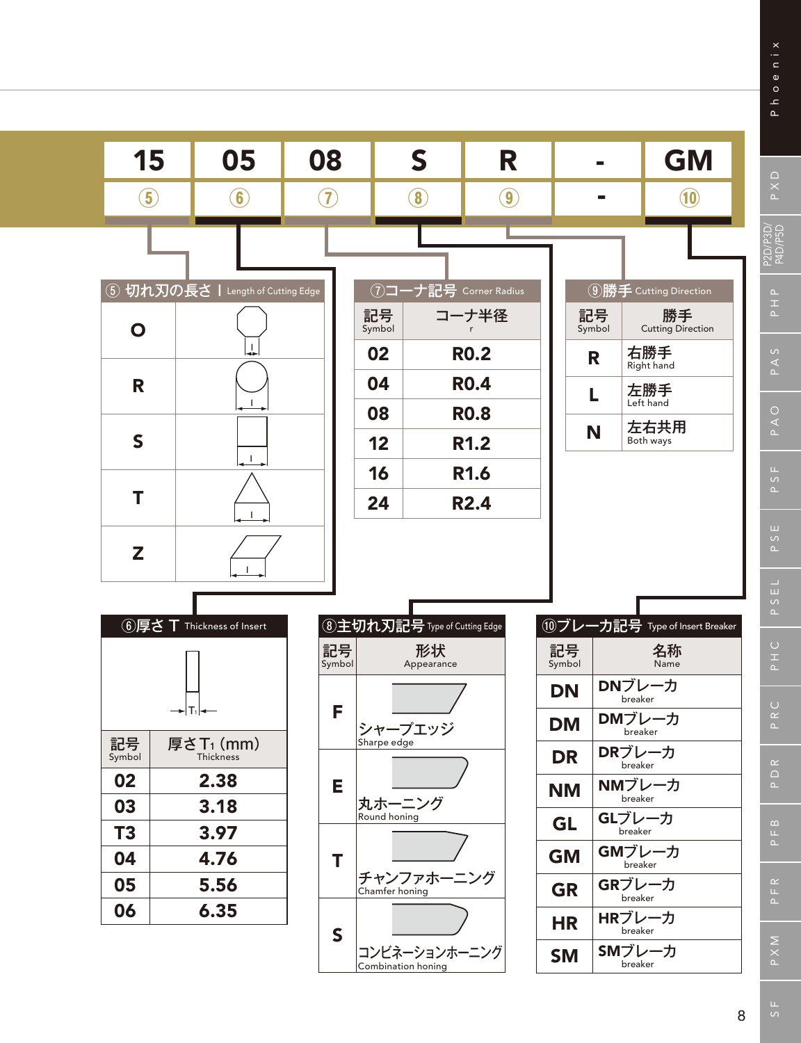| 15 | 05 | 08 | S | R | - | GM |
|---|---|---|---|---|---|---|
| ⑤ | ⑥ | ⑦ | ⑧ | ⑨ | - | ⑩ |

## ⑤ 切れ刃の長さ l Length of Cutting Edge

| | |
|---|---|
| O | |
| R | |
| S | |
| T | |
| Z | |

## ⑦コーナ記号 Corner Radius

| 記号 Symbol | コーナ半径 r |
|---|---|
| 02 | R0.2 |
| 04 | R0.4 |
| 08 | R0.8 |
| 12 | R1.2 |
| 16 | R1.6 |
| 24 | R2.4 |

## ⑨勝手 Cutting Direction

| 記号 Symbol | 勝手 Cutting Direction |
|---|---|
| R | 右勝手 Right hand |
| L | 左勝手 Left hand |
| N | 左右共用 Both ways |

## ⑥厚さ T Thickness of Insert

$T_1$

| 記号 Symbol | 厚さ$T_1$ (mm) Thickness |
|---|---|
| 02 | 2.38 |
| 03 | 3.18 |
| T3 | 3.97 |
| 04 | 4.76 |
| 05 | 5.56 |
| 06 | 6.35 |

## ⑧主切れ刃記号 Type of Cutting Edge

| 記号 Symbol | 形状 Appearance |
|---|---|
| F | シャープエッジ Sharpe edge |
| E | 丸ホーニング Round honing |
| T | チャンファホーニング Chamfer honing |
| S | コンビネーションホーニング Combination honing |

## ⑩ブレーカ記号 Type of Insert Breaker

| 記号 Symbol | 名称 Name |
|---|---|
| DN | DNブレーカ breaker |
| DM | DMブレーカ breaker |
| DR | DRブレーカ breaker |
| NM | NMブレーカ breaker |
| GL | GLブレーカ breaker |
| GM | GMブレーカ breaker |
| GR | GRブレーカ breaker |
| HR | HRブレーカ breaker |
| SM | SMブレーカ breaker |